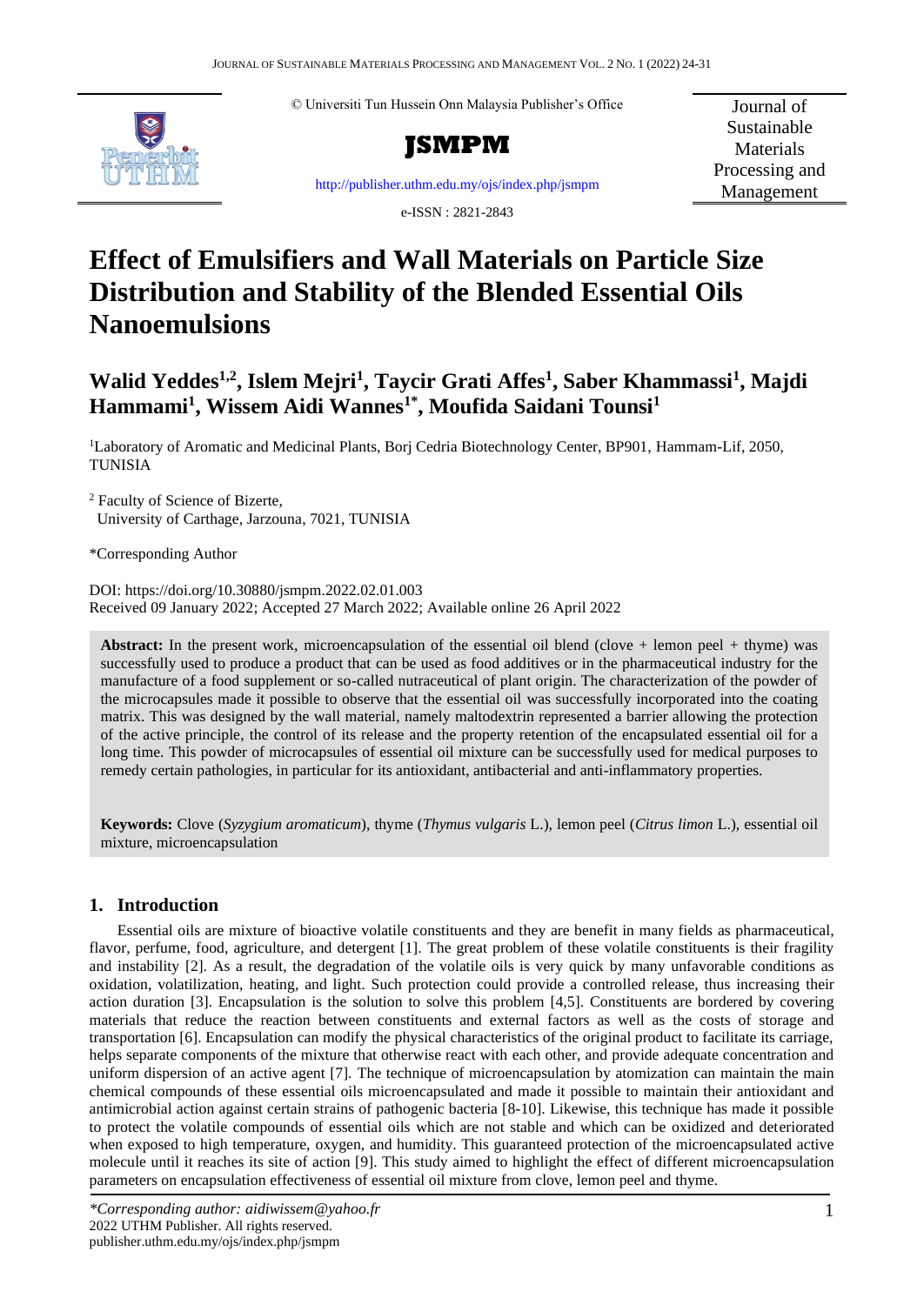© Universiti Tun Hussein Onn Malaysia Publisher's Office

**JSMPM**

http://publisher.uthm.edu.my/ojs/index.php/jsmpm

e-ISSN : 2821-2843

Journal of Sustainable Materials Processing and Management

# Effect of Emulsifiers and Wall Materials on Particle Size Distribution and Stability of the Blended Essential Oils Nanoemulsions

**Walid Yeddes[1,2], Islem Mejri[1], Taycir Grati Affes[1], Saber Khammassi[1], Majdi Hammami[1], Wissem Aidi Wannes[1*], Moufida Saidani Tounsi[1]**

[1]Laboratory of Aromatic and Medicinal Plants, Borj Cedria Biotechnology Center, BP901, Hammam-Lif, 2050, TUNISIA

[2] Faculty of Science of Bizerte,
University of Carthage, Jarzouna, 7021, TUNISIA

*Corresponding Author

DOI: https://doi.org/10.30880/jsmpm.2022.02.01.003
Received 09 January 2022; Accepted 27 March 2022; Available online 26 April 2022

**Abstract:** In the present work, microencapsulation of the essential oil blend (clove + lemon peel + thyme) was successfully used to produce a product that can be used as food additives or in the pharmaceutical industry for the manufacture of a food supplement or so-called nutraceutical of plant origin. The characterization of the powder of the microcapsules made it possible to observe that the essential oil was successfully incorporated into the coating matrix. This was designed by the wall material, namely maltodextrin represented a barrier allowing the protection of the active principle, the control of its release and the property retention of the encapsulated essential oil for a long time. This powder of microcapsules of essential oil mixture can be successfully used for medical purposes to remedy certain pathologies, in particular for its antioxidant, antibacterial and anti-inflammatory properties.

**Keywords:** Clove (*Syzygium aromaticum*), thyme (*Thymus vulgaris* L.), lemon peel (*Citrus limon* L.), essential oil mixture, microencapsulation

## 1. Introduction

Essential oils are mixture of bioactive volatile constituents and they are benefit in many fields as pharmaceutical, flavor, perfume, food, agriculture, and detergent [1]. The great problem of these volatile constituents is their fragility and instability [2]. As a result, the degradation of the volatile oils is very quick by many unfavorable conditions as oxidation, volatilization, heating, and light. Such protection could provide a controlled release, thus increasing their action duration [3]. Encapsulation is the solution to solve this problem [4,5]. Constituents are bordered by covering materials that reduce the reaction between constituents and external factors as well as the costs of storage and transportation [6]. Encapsulation can modify the physical characteristics of the original product to facilitate its carriage, helps separate components of the mixture that otherwise react with each other, and provide adequate concentration and uniform dispersion of an active agent [7]. The technique of microencapsulation by atomization can maintain the main chemical compounds of these essential oils microencapsulated and made it possible to maintain their antioxidant and antimicrobial action against certain strains of pathogenic bacteria [8-10]. Likewise, this technique has made it possible to protect the volatile compounds of essential oils which are not stable and which can be oxidized and deteriorated when exposed to high temperature, oxygen, and humidity. This guaranteed protection of the microencapsulated active molecule until it reaches its site of action [9]. This study aimed to highlight the effect of different microencapsulation parameters on encapsulation effectiveness of essential oil mixture from clove, lemon peel and thyme.

*\*Corresponding author: aidiwissem@yahoo.fr*
2022 UTHM Publisher. All rights reserved.
publisher.uthm.edu.my/ojs/index.php/jsmpm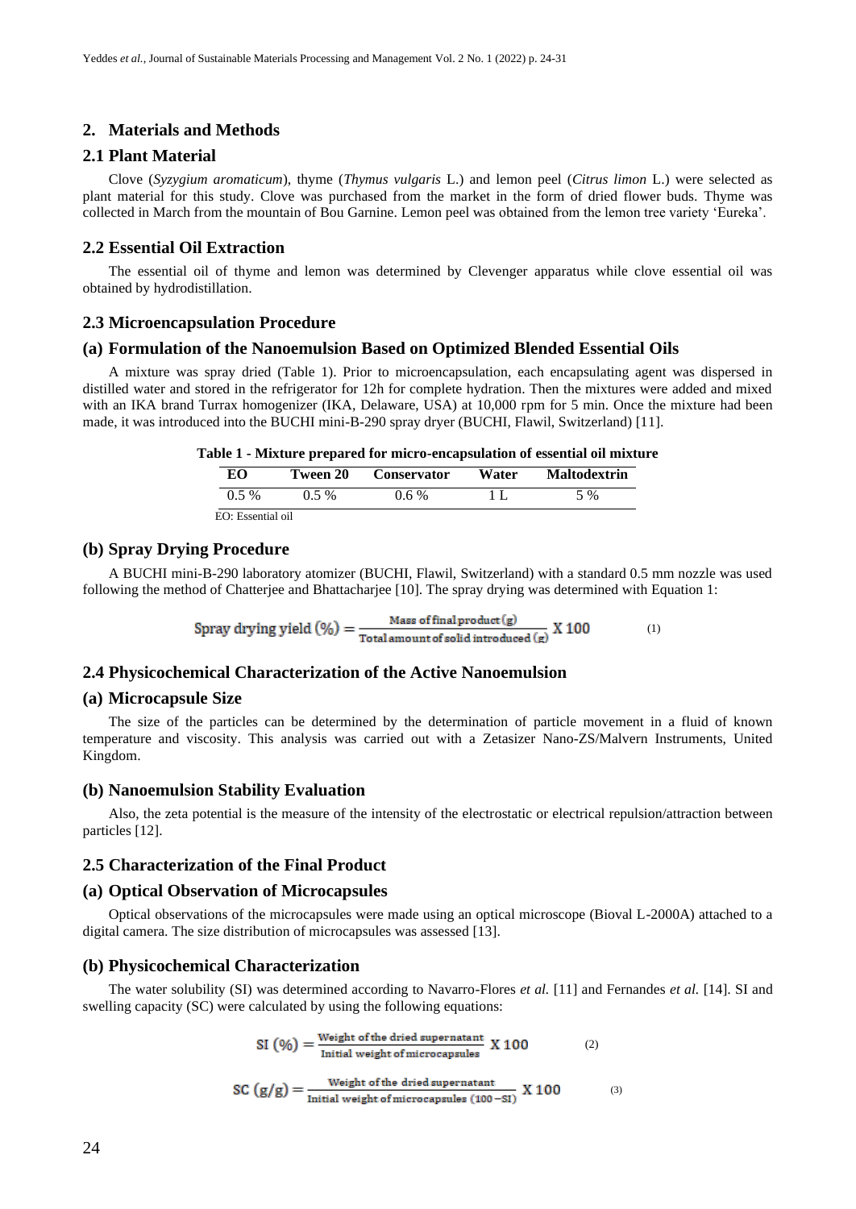## 2. Materials and Methods

### 2.1 Plant Material

Clove (*Syzygium aromaticum*), thyme (*Thymus vulgaris* L.) and lemon peel (*Citrus limon* L.) were selected as plant material for this study. Clove was purchased from the market in the form of dried flower buds. Thyme was collected in March from the mountain of Bou Garnine. Lemon peel was obtained from the lemon tree variety 'Eureka'.

### 2.2 Essential Oil Extraction

The essential oil of thyme and lemon was determined by Clevenger apparatus while clove essential oil was obtained by hydrodistillation.

### 2.3 Microencapsulation Procedure

#### (a) Formulation of the Nanoemulsion Based on Optimized Blended Essential Oils

A mixture was spray dried (Table 1). Prior to microencapsulation, each encapsulating agent was dispersed in distilled water and stored in the refrigerator for 12h for complete hydration. Then the mixtures were added and mixed with an IKA brand Turrax homogenizer (IKA, Delaware, USA) at 10,000 rpm for 5 min. Once the mixture had been made, it was introduced into the BUCHI mini-B-290 spray dryer (BUCHI, Flawil, Switzerland) [11].

**Table 1 - Mixture prepared for micro-encapsulation of essential oil mixture**

| EO | Tween 20 | Conservator | Water | Maltodextrin |
|---|---|---|---|---|
| 0.5 % | 0.5 % | 0.6 % | 1 L | 5 % |

EO: Essential oil

#### (b) Spray Drying Procedure

A BUCHI mini-B-290 laboratory atomizer (BUCHI, Flawil, Switzerland) with a standard 0.5 mm nozzle was used following the method of Chatterjee and Bhattacharjee [10]. The spray drying was determined with Equation 1:

$$\text{Spray drying yield } (\%) = \frac{\text{Mass of final product (g)}}{\text{Total amount of solid introduced (g)}} \text{ X } 100 \quad (1)$$

### 2.4 Physicochemical Characterization of the Active Nanoemulsion

#### (a) Microcapsule Size

The size of the particles can be determined by the determination of particle movement in a fluid of known temperature and viscosity. This analysis was carried out with a Zetasizer Nano-ZS/Malvern Instruments, United Kingdom.

#### (b) Nanoemulsion Stability Evaluation

Also, the zeta potential is the measure of the intensity of the electrostatic or electrical repulsion/attraction between particles [12].

### 2.5 Characterization of the Final Product

#### (a) Optical Observation of Microcapsules

Optical observations of the microcapsules were made using an optical microscope (Bioval L-2000A) attached to a digital camera. The size distribution of microcapsules was assessed [13].

#### (b) Physicochemical Characterization

The water solubility (SI) was determined according to Navarro-Flores *et al.* [11] and Fernandes *et al.* [14]. SI and swelling capacity (SC) were calculated by using the following equations:

$$\text{SI } (\%) = \frac{\text{Weight of the dried supernatant}}{\text{Initial weight of microcapsules}} \text{ X } 100 \quad (2)$$

$$\text{SC (g/g)} = \frac{\text{Weight of the dried supernatant}}{\text{Initial weight of microcapsules } (100 - \text{SI})} \text{ X } 100 \quad (3)$$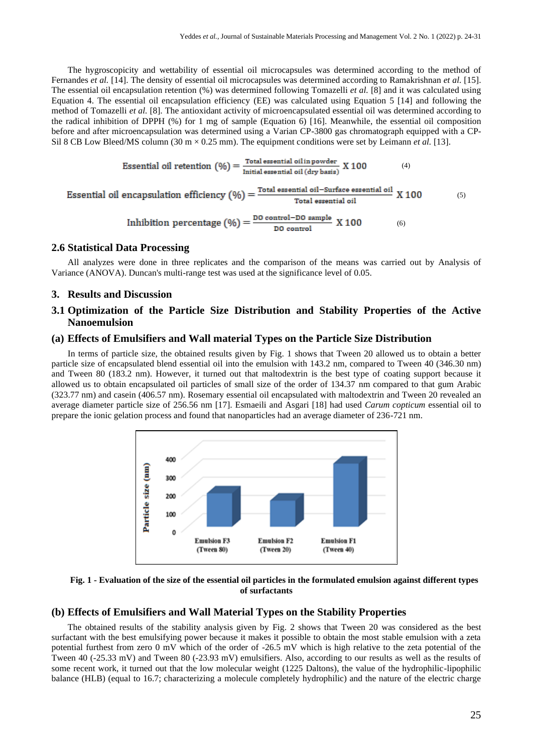The hygroscopicity and wettability of essential oil microcapsules was determined according to the method of Fernandes *et al.* [14]. The density of essential oil microcapsules was determined according to Ramakrishnan *et al.* [15]. The essential oil encapsulation retention (%) was determined following Tomazelli *et al.* [8] and it was calculated using Equation 4. The essential oil encapsulation efficiency (EE) was calculated using Equation 5 [14] and following the method of Tomazelli *et al.* [8]. The antioxidant activity of microencapsulated essential oil was determined according to the radical inhibition of DPPH (%) for 1 mg of sample (Equation 6) [16]. Meanwhile, the essential oil composition before and after microencapsulation was determined using a Varian CP-3800 gas chromatograph equipped with a CP-Sil 8 CB Low Bleed/MS column (30 m × 0.25 mm). The equipment conditions were set by Leimann *et al.* [13].

$$\text{Essential oil retention (\%)} = \frac{\text{Total essential oil in powder}}{\text{Initial essential oil (dry basis)}} \times 100 \quad (4)$$

$$\text{Essential oil encapsulation efficiency (\%)} = \frac{\text{Total essential oil} - \text{Surface essential oil}}{\text{Total essential oil}} \times 100 \quad (5)$$

$$\text{Inhibition percentage (\%)} = \frac{\text{DO control} - \text{DO sample}}{\text{DO control}} \times 100 \quad (6)$$

### 2.6 Statistical Data Processing

All analyzes were done in three replicates and the comparison of the means was carried out by Analysis of Variance (ANOVA). Duncan's multi-range test was used at the significance level of 0.05.

## 3. Results and Discussion

### 3.1 Optimization of the Particle Size Distribution and Stability Properties of the Active Nanoemulsion

#### (a) Effects of Emulsifiers and Wall material Types on the Particle Size Distribution

In terms of particle size, the obtained results given by Fig. 1 shows that Tween 20 allowed us to obtain a better particle size of encapsulated blend essential oil into the emulsion with 143.2 nm, compared to Tween 40 (346.30 nm) and Tween 80 (183.2 nm). However, it turned out that maltodextrin is the best type of coating support because it allowed us to obtain encapsulated oil particles of small size of the order of 134.37 nm compared to that gum Arabic (323.77 nm) and casein (406.57 nm). Rosemary essential oil encapsulated with maltodextrin and Tween 20 revealed an average diameter particle size of 256.56 nm [17]. Esmaeili and Asgari [18] had used *Carum copticum* essential oil to prepare the ionic gelation process and found that nanoparticles had an average diameter of 236-721 nm.

**Fig. 1 - Evaluation of the size of the essential oil particles in the formulated emulsion against different types of surfactants**

#### (b) Effects of Emulsifiers and Wall Material Types on the Stability Properties

The obtained results of the stability analysis given by Fig. 2 shows that Tween 20 was considered as the best surfactant with the best emulsifying power because it makes it possible to obtain the most stable emulsion with a zeta potential furthest from zero 0 mV which of the order of -26.5 mV which is high relative to the zeta potential of the Tween 40 (-25.33 mV) and Tween 80 (-23.93 mV) emulsifiers. Also, according to our results as well as the results of some recent work, it turned out that the low molecular weight (1225 Daltons), the value of the hydrophilic-lipophilic balance (HLB) (equal to 16.7; characterizing a molecule completely hydrophilic) and the nature of the electric charge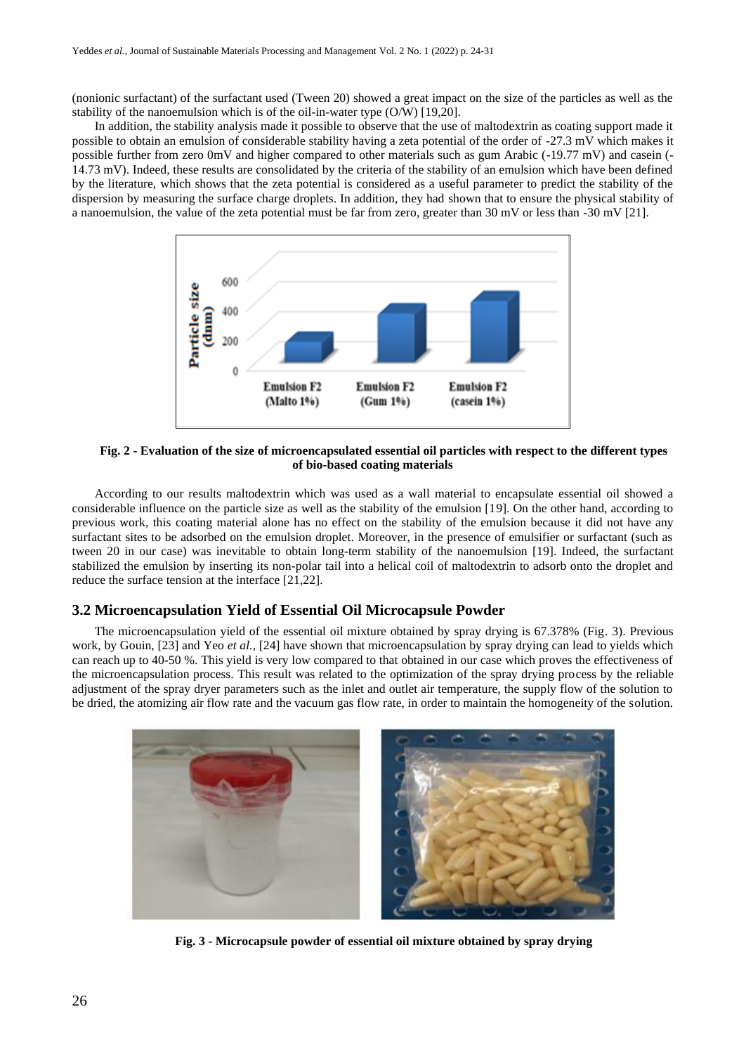(nonionic surfactant) of the surfactant used (Tween 20) showed a great impact on the size of the particles as well as the stability of the nanoemulsion which is of the oil-in-water type (O/W) [19,20].

In addition, the stability analysis made it possible to observe that the use of maltodextrin as coating support made it possible to obtain an emulsion of considerable stability having a zeta potential of the order of -27.3 mV which makes it possible further from zero 0mV and higher compared to other materials such as gum Arabic (-19.77 mV) and casein (-14.73 mV). Indeed, these results are consolidated by the criteria of the stability of an emulsion which have been defined by the literature, which shows that the zeta potential is considered as a useful parameter to predict the stability of the dispersion by measuring the surface charge droplets. In addition, they had shown that to ensure the physical stability of a nanoemulsion, the value of the zeta potential must be far from zero, greater than 30 mV or less than -30 mV [21].

**Fig. 2 - Evaluation of the size of microencapsulated essential oil particles with respect to the different types of bio-based coating materials**

According to our results maltodextrin which was used as a wall material to encapsulate essential oil showed a considerable influence on the particle size as well as the stability of the emulsion [19]. On the other hand, according to previous work, this coating material alone has no effect on the stability of the emulsion because it did not have any surfactant sites to be adsorbed on the emulsion droplet. Moreover, in the presence of emulsifier or surfactant (such as tween 20 in our case) was inevitable to obtain long-term stability of the nanoemulsion [19]. Indeed, the surfactant stabilized the emulsion by inserting its non-polar tail into a helical coil of maltodextrin to adsorb onto the droplet and reduce the surface tension at the interface [21,22].

## 3.2 Microencapsulation Yield of Essential Oil Microcapsule Powder

The microencapsulation yield of the essential oil mixture obtained by spray drying is 67.378% (Fig. 3). Previous work, by Gouin, [23] and Yeo *et al.*, [24] have shown that microencapsulation by spray drying can lead to yields which can reach up to 40-50 %. This yield is very low compared to that obtained in our case which proves the effectiveness of the microencapsulation process. This result was related to the optimization of the spray drying process by the reliable adjustment of the spray dryer parameters such as the inlet and outlet air temperature, the supply flow of the solution to be dried, the atomizing air flow rate and the vacuum gas flow rate, in order to maintain the homogeneity of the solution.

**Fig. 3 - Microcapsule powder of essential oil mixture obtained by spray drying**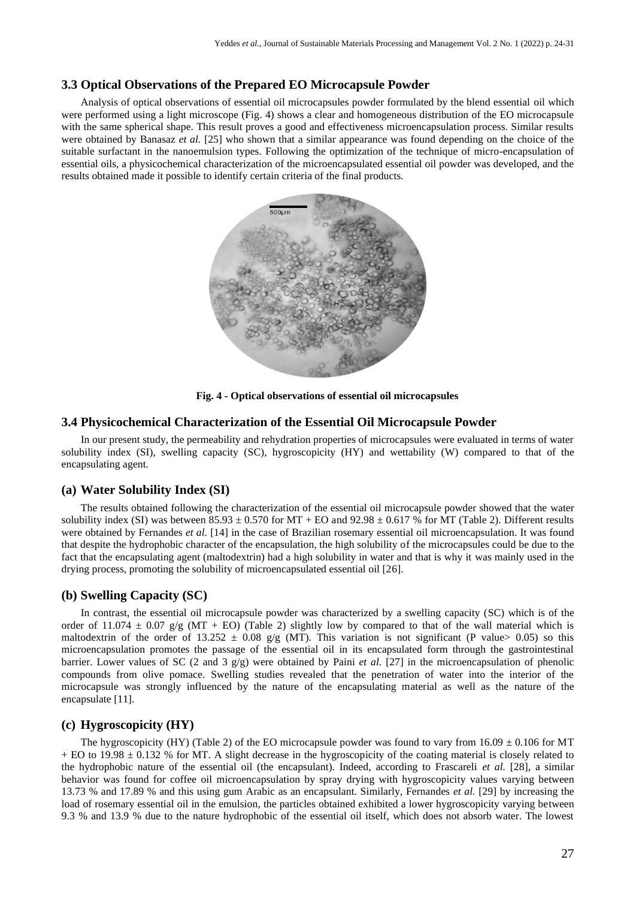### 3.3 Optical Observations of the Prepared EO Microcapsule Powder

Analysis of optical observations of essential oil microcapsules powder formulated by the blend essential oil which were performed using a light microscope (Fig. 4) shows a clear and homogeneous distribution of the EO microcapsule with the same spherical shape. This result proves a good and effectiveness microencapsulation process. Similar results were obtained by Banasaz *et al.* [25] who shown that a similar appearance was found depending on the choice of the suitable surfactant in the nanoemulsion types. Following the optimization of the technique of micro-encapsulation of essential oils, a physicochemical characterization of the microencapsulated essential oil powder was developed, and the results obtained made it possible to identify certain criteria of the final products.

**Fig. 4 - Optical observations of essential oil microcapsules**

### 3.4 Physicochemical Characterization of the Essential Oil Microcapsule Powder

In our present study, the permeability and rehydration properties of microcapsules were evaluated in terms of water solubility index (SI), swelling capacity (SC), hygroscopicity (HY) and wettability (W) compared to that of the encapsulating agent.

### (a) Water Solubility Index (SI)

The results obtained following the characterization of the essential oil microcapsule powder showed that the water solubility index (SI) was between $85.93 \pm 0.570$ for MT + EO and $92.98 \pm 0.617$ % for MT (Table 2). Different results were obtained by Fernandes *et al.* [14] in the case of Brazilian rosemary essential oil microencapsulation. It was found that despite the hydrophobic character of the encapsulation, the high solubility of the microcapsules could be due to the fact that the encapsulating agent (maltodextrin) had a high solubility in water and that is why it was mainly used in the drying process, promoting the solubility of microencapsulated essential oil [26].

### (b) Swelling Capacity (SC)

In contrast, the essential oil microcapsule powder was characterized by a swelling capacity (SC) which is of the order of $11.074 \pm 0.07$ g/g (MT + EO) (Table 2) slightly low by compared to that of the wall material which is maltodextrin of the order of $13.252 \pm 0.08$ g/g (MT). This variation is not significant (P value> 0.05) so this microencapsulation promotes the passage of the essential oil in its encapsulated form through the gastrointestinal barrier. Lower values of SC (2 and 3 g/g) were obtained by Paini *et al.* [27] in the microencapsulation of phenolic compounds from olive pomace. Swelling studies revealed that the penetration of water into the interior of the microcapsule was strongly influenced by the nature of the encapsulating material as well as the nature of the encapsulate [11].

### (c) Hygroscopicity (HY)

The hygroscopicity (HY) (Table 2) of the EO microcapsule powder was found to vary from $16.09 \pm 0.106$ for MT + EO to $19.98 \pm 0.132$ % for MT. A slight decrease in the hygroscopicity of the coating material is closely related to the hydrophobic nature of the essential oil (the encapsulant). Indeed, according to Frascareli *et al.* [28], a similar behavior was found for coffee oil microencapsulation by spray drying with hygroscopicity values varying between 13.73 % and 17.89 % and this using gum Arabic as an encapsulant. Similarly, Fernandes *et al.* [29] by increasing the load of rosemary essential oil in the emulsion, the particles obtained exhibited a lower hygroscopicity varying between 9.3 % and 13.9 % due to the nature hydrophobic of the essential oil itself, which does not absorb water. The lowest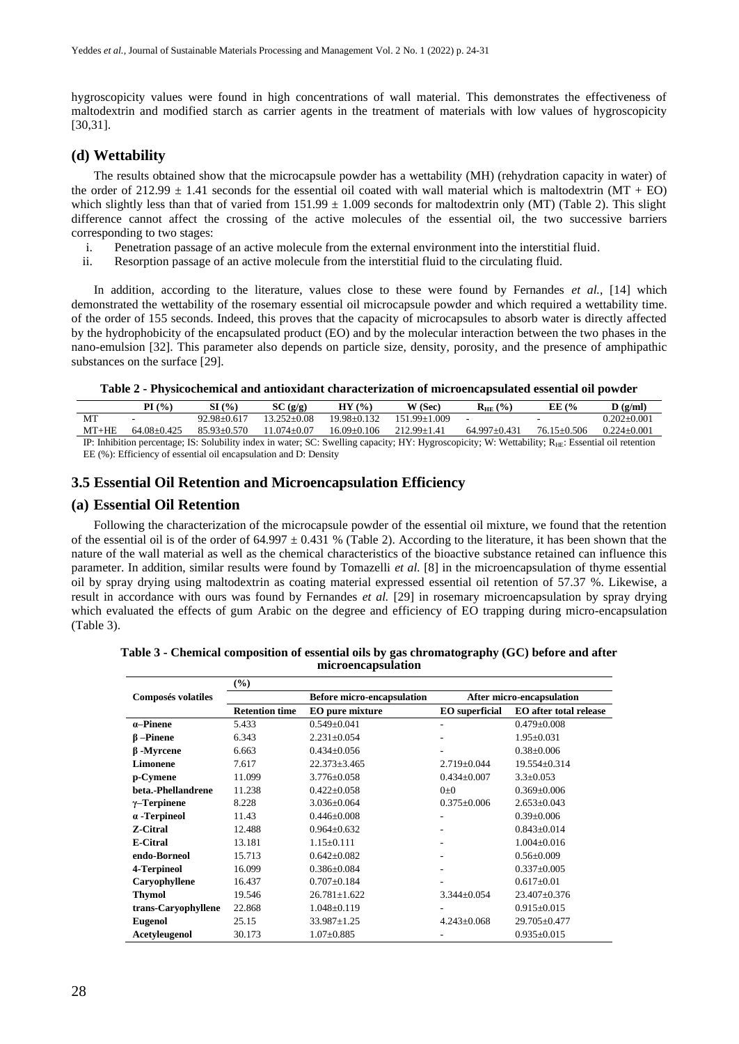hygroscopicity values were found in high concentrations of wall material. This demonstrates the effectiveness of maltodextrin and modified starch as carrier agents in the treatment of materials with low values of hygroscopicity [30,31].

### (d) Wettability

The results obtained show that the microcapsule powder has a wettability (MH) (rehydration capacity in water) of the order of 212.99 ± 1.41 seconds for the essential oil coated with wall material which is maltodextrin (MT + EO) which slightly less than that of varied from 151.99 ± 1.009 seconds for maltodextrin only (MT) (Table 2). This slight difference cannot affect the crossing of the active molecules of the essential oil, the two successive barriers corresponding to two stages:

i. Penetration passage of an active molecule from the external environment into the interstitial fluid.
ii. Resorption passage of an active molecule from the interstitial fluid to the circulating fluid.

In addition, according to the literature, values close to these were found by Fernandes *et al.*, [14] which demonstrated the wettability of the rosemary essential oil microcapsule powder and which required a wettability time. of the order of 155 seconds. Indeed, this proves that the capacity of microcapsules to absorb water is directly affected by the hydrophobicity of the encapsulated product (EO) and by the molecular interaction between the two phases in the nano-emulsion [32]. This parameter also depends on particle size, density, porosity, and the presence of amphipathic substances on the surface [29].

**Table 2 - Physicochemical and antioxidant characterization of microencapsulated essential oil powder**

| | PI (%) | SI (%) | SC (g/g) | HY (%) | W (Sec) | $R_{HE}$ (%) | EE (% | D (g/ml) |
|---|---|---|---|---|---|---|---|---|
| MT | - | 92.98±0.617 | 13.252±0.08 | 19.98±0.132 | 151.99±1.009 | - | - | 0.202±0.001 |
| MT+HE | 64.08±0.425 | 85.93±0.570 | 11.074±0.07 | 16.09±0.106 | 212.99±1.41 | 64.997±0.431 | 76.15±0.506 | 0.224±0.001 |

IP: Inhibition percentage; IS: Solubility index in water; SC: Swelling capacity; HY: Hygroscopicity; W: Wettability; $R_{HE}$: Essential oil retention EE (%): Efficiency of essential oil encapsulation and D: Density

## 3.5 Essential Oil Retention and Microencapsulation Efficiency

### (a) Essential Oil Retention

Following the characterization of the microcapsule powder of the essential oil mixture, we found that the retention of the essential oil is of the order of 64.997 ± 0.431 % (Table 2). According to the literature, it has been shown that the nature of the wall material as well as the chemical characteristics of the bioactive substance retained can influence this parameter. In addition, similar results were found by Tomazelli *et al.* [8] in the microencapsulation of thyme essential oil by spray drying using maltodextrin as coating material expressed essential oil retention of 57.37 %. Likewise, a result in accordance with ours was found by Fernandes *et al.* [29] in rosemary microencapsulation by spray drying which evaluated the effects of gum Arabic on the degree and efficiency of EO trapping during micro-encapsulation (Table 3).

**Table 3 - Chemical composition of essential oils by gas chromatography (GC) before and after microencapsulation**

| Composés volatiles | (%) | | | |
|---|---|---|---|---|
| | | Before micro-encapsulation | After micro-encapsulation | |
| | Retention time | EO pure mixture | EO superficial | EO after total release |
| α–Pinene | 5.433 | 0.549±0.041 | - | 0.479±0.008 |
| β –Pinene | 6.343 | 2.231±0.054 | - | 1.95±0.031 |
| β -Myrcene | 6.663 | 0.434±0.056 | - | 0.38±0.006 |
| Limonene | 7.617 | 22.373±3.465 | 2.719±0.044 | 19.554±0.314 |
| p-Cymene | 11.099 | 3.776±0.058 | 0.434±0.007 | 3.3±0.053 |
| beta.-Phellandrene | 11.238 | 0.422±0.058 | 0±0 | 0.369±0.006 |
| γ–Terpinene | 8.228 | 3.036±0.064 | 0.375±0.006 | 2.653±0.043 |
| α -Terpineol | 11.43 | 0.446±0.008 | - | 0.39±0.006 |
| Z-Citral | 12.488 | 0.964±0.632 | - | 0.843±0.014 |
| E-Citral | 13.181 | 1.15±0.111 | - | 1.004±0.016 |
| endo-Borneol | 15.713 | 0.642±0.082 | - | 0.56±0.009 |
| 4-Terpineol | 16.099 | 0.386±0.084 | - | 0.337±0.005 |
| Caryophyllene | 16.437 | 0.707±0.184 | - | 0.617±0.01 |
| Thymol | 19.546 | 26.781±1.622 | 3.344±0.054 | 23.407±0.376 |
| trans-Caryophyllene | 22.868 | 1.048±0.119 | - | 0.915±0.015 |
| Eugenol | 25.15 | 33.987±1.25 | 4.243±0.068 | 29.705±0.477 |
| Acetyleugenol | 30.173 | 1.07±0.885 | - | 0.935±0.015 |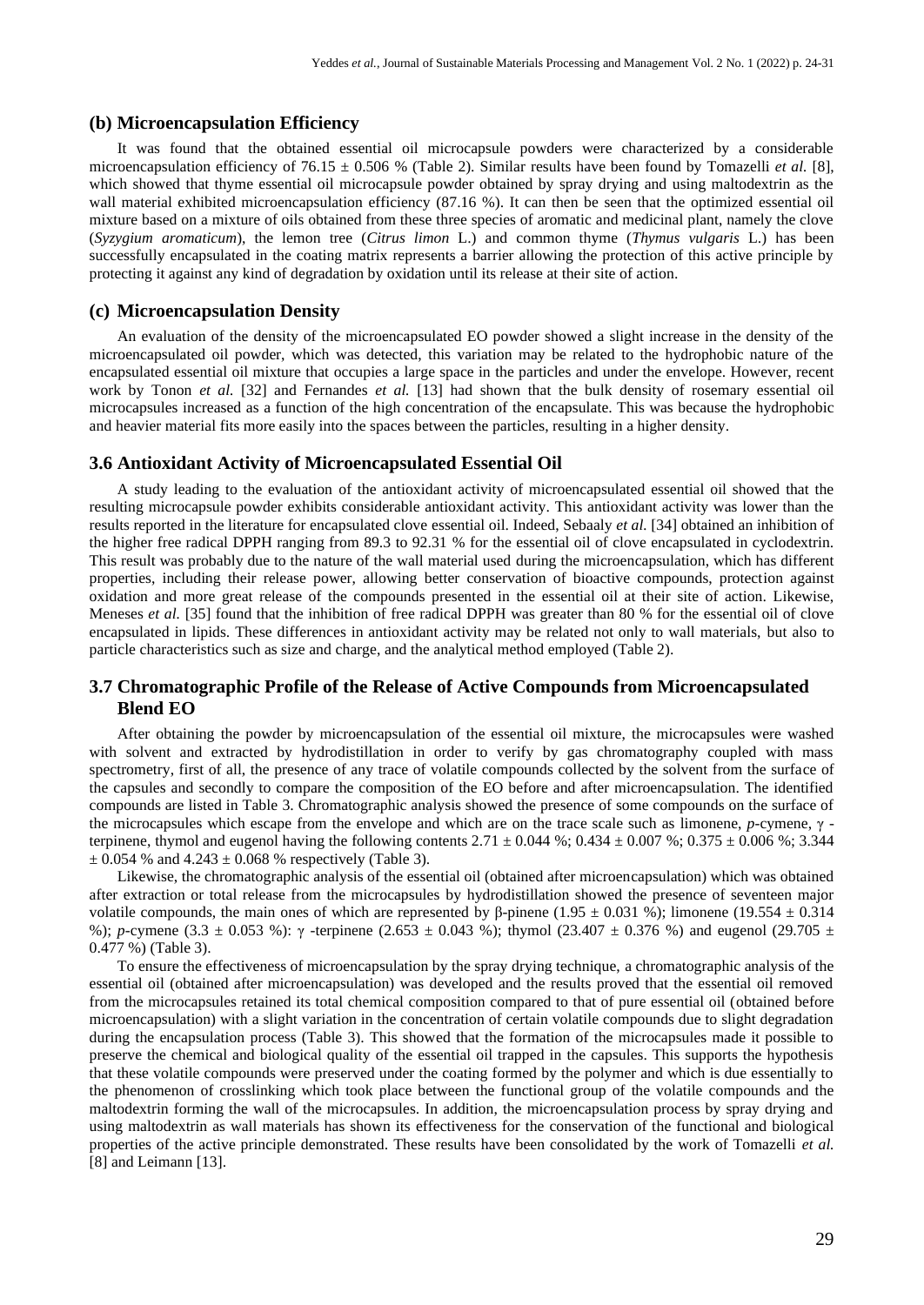### (b) Microencapsulation Efficiency

It was found that the obtained essential oil microcapsule powders were characterized by a considerable microencapsulation efficiency of 76.15 ± 0.506 % (Table 2). Similar results have been found by Tomazelli *et al.* [8], which showed that thyme essential oil microcapsule powder obtained by spray drying and using maltodextrin as the wall material exhibited microencapsulation efficiency (87.16 %). It can then be seen that the optimized essential oil mixture based on a mixture of oils obtained from these three species of aromatic and medicinal plant, namely the clove (*Syzygium aromaticum*), the lemon tree (*Citrus limon* L.) and common thyme (*Thymus vulgaris* L.) has been successfully encapsulated in the coating matrix represents a barrier allowing the protection of this active principle by protecting it against any kind of degradation by oxidation until its release at their site of action.

### (c) Microencapsulation Density

An evaluation of the density of the microencapsulated EO powder showed a slight increase in the density of the microencapsulated oil powder, which was detected, this variation may be related to the hydrophobic nature of the encapsulated essential oil mixture that occupies a large space in the particles and under the envelope. However, recent work by Tonon *et al.* [32] and Fernandes *et al.* [13] had shown that the bulk density of rosemary essential oil microcapsules increased as a function of the high concentration of the encapsulate. This was because the hydrophobic and heavier material fits more easily into the spaces between the particles, resulting in a higher density.

## 3.6 Antioxidant Activity of Microencapsulated Essential Oil

A study leading to the evaluation of the antioxidant activity of microencapsulated essential oil showed that the resulting microcapsule powder exhibits considerable antioxidant activity. This antioxidant activity was lower than the results reported in the literature for encapsulated clove essential oil. Indeed, Sebaaly *et al.* [34] obtained an inhibition of the higher free radical DPPH ranging from 89.3 to 92.31 % for the essential oil of clove encapsulated in cyclodextrin. This result was probably due to the nature of the wall material used during the microencapsulation, which has different properties, including their release power, allowing better conservation of bioactive compounds, protection against oxidation and more great release of the compounds presented in the essential oil at their site of action. Likewise, Meneses *et al.* [35] found that the inhibition of free radical DPPH was greater than 80 % for the essential oil of clove encapsulated in lipids. These differences in antioxidant activity may be related not only to wall materials, but also to particle characteristics such as size and charge, and the analytical method employed (Table 2).

## 3.7 Chromatographic Profile of the Release of Active Compounds from Microencapsulated Blend EO

After obtaining the powder by microencapsulation of the essential oil mixture, the microcapsules were washed with solvent and extracted by hydrodistillation in order to verify by gas chromatography coupled with mass spectrometry, first of all, the presence of any trace of volatile compounds collected by the solvent from the surface of the capsules and secondly to compare the composition of the EO before and after microencapsulation. The identified compounds are listed in Table 3. Chromatographic analysis showed the presence of some compounds on the surface of the microcapsules which escape from the envelope and which are on the trace scale such as limonene, *p*-cymene, γ -terpinene, thymol and eugenol having the following contents 2.71 ± 0.044 %; 0.434 ± 0.007 %; 0.375 ± 0.006 %; 3.344 ± 0.054 % and 4.243 ± 0.068 % respectively (Table 3).

Likewise, the chromatographic analysis of the essential oil (obtained after microencapsulation) which was obtained after extraction or total release from the microcapsules by hydrodistillation showed the presence of seventeen major volatile compounds, the main ones of which are represented by β-pinene (1.95 ± 0.031 %); limonene (19.554 ± 0.314 %); *p*-cymene (3.3 ± 0.053 %): γ -terpinene (2.653 ± 0.043 %); thymol (23.407 ± 0.376 %) and eugenol (29.705 ± 0.477 %) (Table 3).

To ensure the effectiveness of microencapsulation by the spray drying technique, a chromatographic analysis of the essential oil (obtained after microencapsulation) was developed and the results proved that the essential oil removed from the microcapsules retained its total chemical composition compared to that of pure essential oil (obtained before microencapsulation) with a slight variation in the concentration of certain volatile compounds due to slight degradation during the encapsulation process (Table 3). This showed that the formation of the microcapsules made it possible to preserve the chemical and biological quality of the essential oil trapped in the capsules. This supports the hypothesis that these volatile compounds were preserved under the coating formed by the polymer and which is due essentially to the phenomenon of crosslinking which took place between the functional group of the volatile compounds and the maltodextrin forming the wall of the microcapsules. In addition, the microencapsulation process by spray drying and using maltodextrin as wall materials has shown its effectiveness for the conservation of the functional and biological properties of the active principle demonstrated. These results have been consolidated by the work of Tomazelli *et al.* [8] and Leimann [13].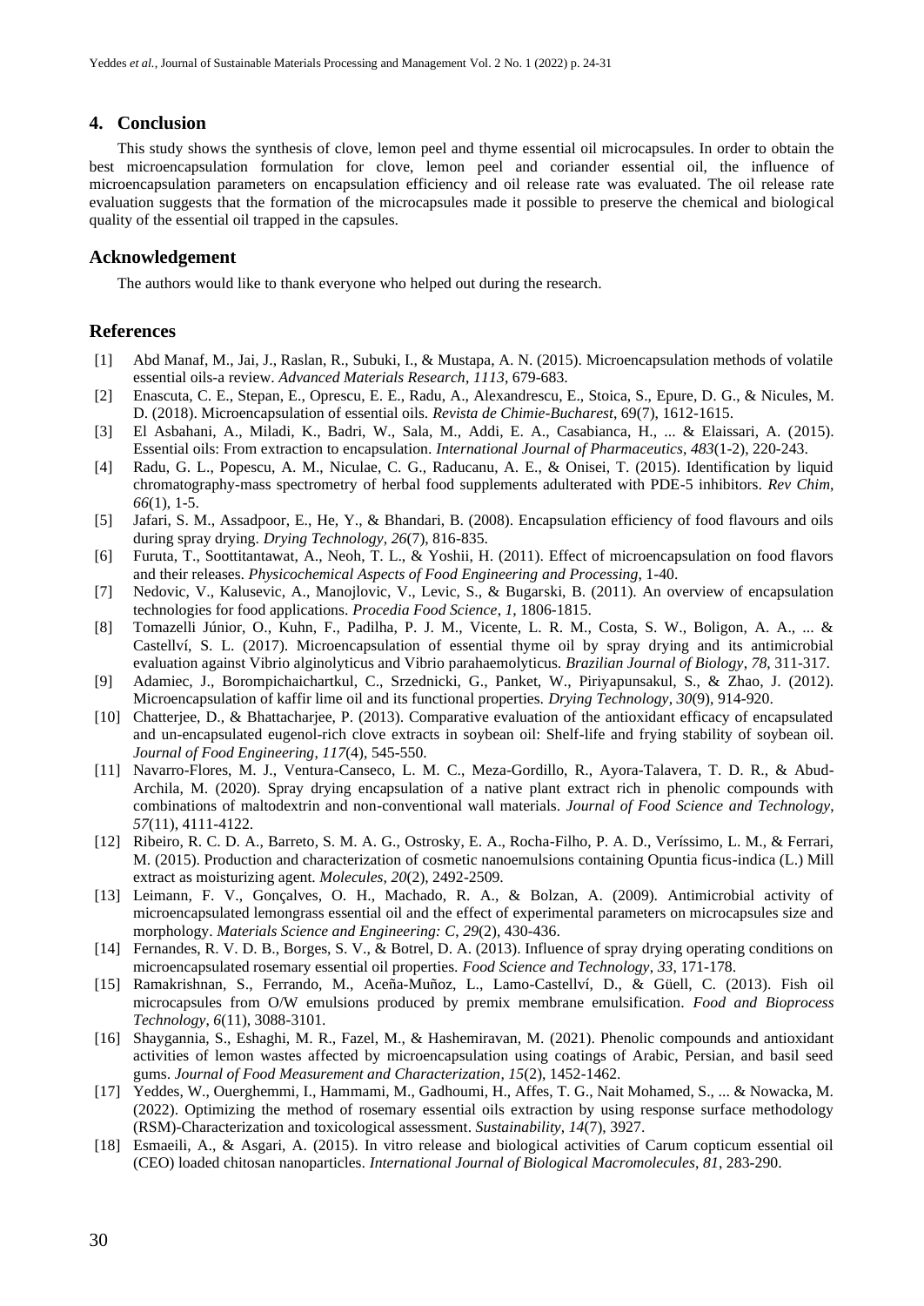## 4. Conclusion

This study shows the synthesis of clove, lemon peel and thyme essential oil microcapsules. In order to obtain the best microencapsulation formulation for clove, lemon peel and coriander essential oil, the influence of microencapsulation parameters on encapsulation efficiency and oil release rate was evaluated. The oil release rate evaluation suggests that the formation of the microcapsules made it possible to preserve the chemical and biological quality of the essential oil trapped in the capsules.

## Acknowledgement

The authors would like to thank everyone who helped out during the research.

## References

[1] Abd Manaf, M., Jai, J., Raslan, R., Subuki, I., & Mustapa, A. N. (2015). Microencapsulation methods of volatile essential oils-a review. *Advanced Materials Research*, *1113*, 679-683.

[2] Enascuta, C. E., Stepan, E., Oprescu, E. E., Radu, A., Alexandrescu, E., Stoica, S., Epure, D. G., & Niculescu, M. D. (2018). Microencapsulation of essential oils. *Revista de Chimie-Bucharest*, 69(7), 1612-1615.

[3] El Asbahani, A., Miladi, K., Badri, W., Sala, M., Addi, E. A., Casabianca, H., ... & Elaissari, A. (2015). Essential oils: From extraction to encapsulation. *International Journal of Pharmaceutics*, *483*(1-2), 220-243.

[4] Radu, G. L., Popescu, A. M., Niculae, C. G., Raducanu, A. E., & Onisei, T. (2015). Identification by liquid chromatography-mass spectrometry of herbal food supplements adulterated with PDE-5 inhibitors. *Rev Chim*, *66*(1), 1-5.

[5] Jafari, S. M., Assadpoor, E., He, Y., & Bhandari, B. (2008). Encapsulation efficiency of food flavours and oils during spray drying. *Drying Technology*, *26*(7), 816-835.

[6] Furuta, T., Soottitantawat, A., Neoh, T. L., & Yoshii, H. (2011). Effect of microencapsulation on food flavors and their releases. *Physicochemical Aspects of Food Engineering and Processing*, 1-40.

[7] Nedovic, V., Kalusevic, A., Manojlovic, V., Levic, S., & Bugarski, B. (2011). An overview of encapsulation technologies for food applications. *Procedia Food Science*, *1*, 1806-1815.

[8] Tomazelli Júnior, O., Kuhn, F., Padilha, P. J. M., Vicente, L. R. M., Costa, S. W., Boligon, A. A., ... & Castellví, S. L. (2017). Microencapsulation of essential thyme oil by spray drying and its antimicrobial evaluation against Vibrio alginolyticus and Vibrio parahaemolyticus. *Brazilian Journal of Biology*, *78*, 311-317.

[9] Adamiec, J., Borompichaichartkul, C., Srzednicki, G., Panket, W., Piriyapunsakul, S., & Zhao, J. (2012). Microencapsulation of kaffir lime oil and its functional properties. *Drying Technology*, *30*(9), 914-920.

[10] Chatterjee, D., & Bhattacharjee, P. (2013). Comparative evaluation of the antioxidant efficacy of encapsulated and un-encapsulated eugenol-rich clove extracts in soybean oil: Shelf-life and frying stability of soybean oil. *Journal of Food Engineering*, *117*(4), 545-550.

[11] Navarro-Flores, M. J., Ventura-Canseco, L. M. C., Meza-Gordillo, R., Ayora-Talavera, T. D. R., & Abud-Archila, M. (2020). Spray drying encapsulation of a native plant extract rich in phenolic compounds with combinations of maltodextrin and non-conventional wall materials. *Journal of Food Science and Technology*, *57*(11), 4111-4122.

[12] Ribeiro, R. C. D. A., Barreto, S. M. A. G., Ostrosky, E. A., Rocha-Filho, P. A. D., Veríssimo, L. M., & Ferrari, M. (2015). Production and characterization of cosmetic nanoemulsions containing Opuntia ficus-indica (L.) Mill extract as moisturizing agent. *Molecules*, *20*(2), 2492-2509.

[13] Leimann, F. V., Gonçalves, O. H., Machado, R. A., & Bolzan, A. (2009). Antimicrobial activity of microencapsulated lemongrass essential oil and the effect of experimental parameters on microcapsules size and morphology. *Materials Science and Engineering: C*, *29*(2), 430-436.

[14] Fernandes, R. V. D. B., Borges, S. V., & Botrel, D. A. (2013). Influence of spray drying operating conditions on microencapsulated rosemary essential oil properties. *Food Science and Technology*, *33*, 171-178.

[15] Ramakrishnan, S., Ferrando, M., Aceña-Muñoz, L., Lamo-Castellví, D., & Güell, C. (2013). Fish oil microcapsules from O/W emulsions produced by premix membrane emulsification. *Food and Bioprocess Technology*, *6*(11), 3088-3101.

[16] Shaygannia, S., Eshaghi, M. R., Fazel, M., & Hashemiravan, M. (2021). Phenolic compounds and antioxidant activities of lemon wastes affected by microencapsulation using coatings of Arabic, Persian, and basil seed gums. *Journal of Food Measurement and Characterization*, *15*(2), 1452-1462.

[17] Yeddes, W., Ouerghemmi, I., Hammami, M., Gadhoumi, H., Affes, T. G., Nait Mohamed, S., ... & Nowacka, M. (2022). Optimizing the method of rosemary essential oils extraction by using response surface methodology (RSM)-Characterization and toxicological assessment. *Sustainability*, *14*(7), 3927.

[18] Esmaeili, A., & Asgari, A. (2015). In vitro release and biological activities of Carum copticum essential oil (CEO) loaded chitosan nanoparticles. *International Journal of Biological Macromolecules*, *81*, 283-290.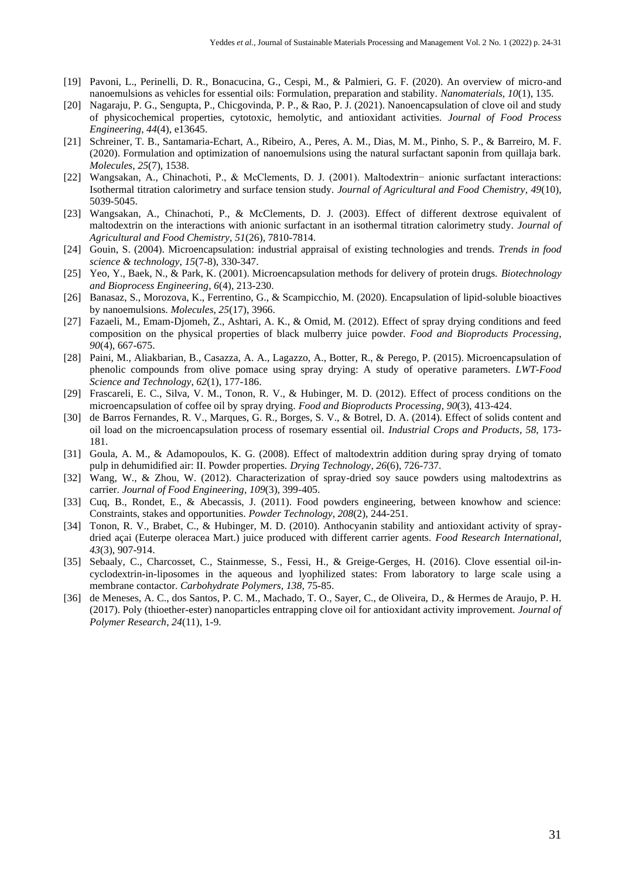[19] Pavoni, L., Perinelli, D. R., Bonacucina, G., Cespi, M., & Palmieri, G. F. (2020). An overview of micro-and nanoemulsions as vehicles for essential oils: Formulation, preparation and stability. *Nanomaterials*, *10*(1), 135.

[20] Nagaraju, P. G., Sengupta, P., Chicgovinda, P. P., & Rao, P. J. (2021). Nanoencapsulation of clove oil and study of physicochemical properties, cytotoxic, hemolytic, and antioxidant activities. *Journal of Food Process Engineering*, *44*(4), e13645.

[21] Schreiner, T. B., Santamaria-Echart, A., Ribeiro, A., Peres, A. M., Dias, M. M., Pinho, S. P., & Barreiro, M. F. (2020). Formulation and optimization of nanoemulsions using the natural surfactant saponin from quillaja bark. *Molecules*, *25*(7), 1538.

[22] Wangsakan, A., Chinachoti, P., & McClements, D. J. (2001). Maltodextrin− anionic surfactant interactions: Isothermal titration calorimetry and surface tension study. *Journal of Agricultural and Food Chemistry*, *49*(10), 5039-5045.

[23] Wangsakan, A., Chinachoti, P., & McClements, D. J. (2003). Effect of different dextrose equivalent of maltodextrin on the interactions with anionic surfactant in an isothermal titration calorimetry study. *Journal of Agricultural and Food Chemistry*, *51*(26), 7810-7814.

[24] Gouin, S. (2004). Microencapsulation: industrial appraisal of existing technologies and trends. *Trends in food science & technology*, *15*(7-8), 330-347.

[25] Yeo, Y., Baek, N., & Park, K. (2001). Microencapsulation methods for delivery of protein drugs. *Biotechnology and Bioprocess Engineering*, *6*(4), 213-230.

[26] Banasaz, S., Morozova, K., Ferrentino, G., & Scampicchio, M. (2020). Encapsulation of lipid-soluble bioactives by nanoemulsions. *Molecules*, *25*(17), 3966.

[27] Fazaeli, M., Emam-Djomeh, Z., Ashtari, A. K., & Omid, M. (2012). Effect of spray drying conditions and feed composition on the physical properties of black mulberry juice powder. *Food and Bioproducts Processing*, *90*(4), 667-675.

[28] Paini, M., Aliakbarian, B., Casazza, A. A., Lagazzo, A., Botter, R., & Perego, P. (2015). Microencapsulation of phenolic compounds from olive pomace using spray drying: A study of operative parameters. *LWT-Food Science and Technology*, *62*(1), 177-186.

[29] Frascareli, E. C., Silva, V. M., Tonon, R. V., & Hubinger, M. D. (2012). Effect of process conditions on the microencapsulation of coffee oil by spray drying. *Food and Bioproducts Processing*, *90*(3), 413-424.

[30] de Barros Fernandes, R. V., Marques, G. R., Borges, S. V., & Botrel, D. A. (2014). Effect of solids content and oil load on the microencapsulation process of rosemary essential oil. *Industrial Crops and Products*, *58*, 173-181.

[31] Goula, A. M., & Adamopoulos, K. G. (2008). Effect of maltodextrin addition during spray drying of tomato pulp in dehumidified air: II. Powder properties. *Drying Technology*, *26*(6), 726-737.

[32] Wang, W., & Zhou, W. (2012). Characterization of spray-dried soy sauce powders using maltodextrins as carrier. *Journal of Food Engineering*, *109*(3), 399-405.

[33] Cuq, B., Rondet, E., & Abecassis, J. (2011). Food powders engineering, between knowhow and science: Constraints, stakes and opportunities. *Powder Technology*, *208*(2), 244-251.

[34] Tonon, R. V., Brabet, C., & Hubinger, M. D. (2010). Anthocyanin stability and antioxidant activity of spray-dried açai (Euterpe oleracea Mart.) juice produced with different carrier agents. *Food Research International*, *43*(3), 907-914.

[35] Sebaaly, C., Charcosset, C., Stainmesse, S., Fessi, H., & Greige-Gerges, H. (2016). Clove essential oil-in-cyclodextrin-in-liposomes in the aqueous and lyophilized states: From laboratory to large scale using a membrane contactor. *Carbohydrate Polymers*, *138*, 75-85.

[36] de Meneses, A. C., dos Santos, P. C. M., Machado, T. O., Sayer, C., de Oliveira, D., & Hermes de Araujo, P. H. (2017). Poly (thioether-ester) nanoparticles entrapping clove oil for antioxidant activity improvement. *Journal of Polymer Research*, *24*(11), 1-9.